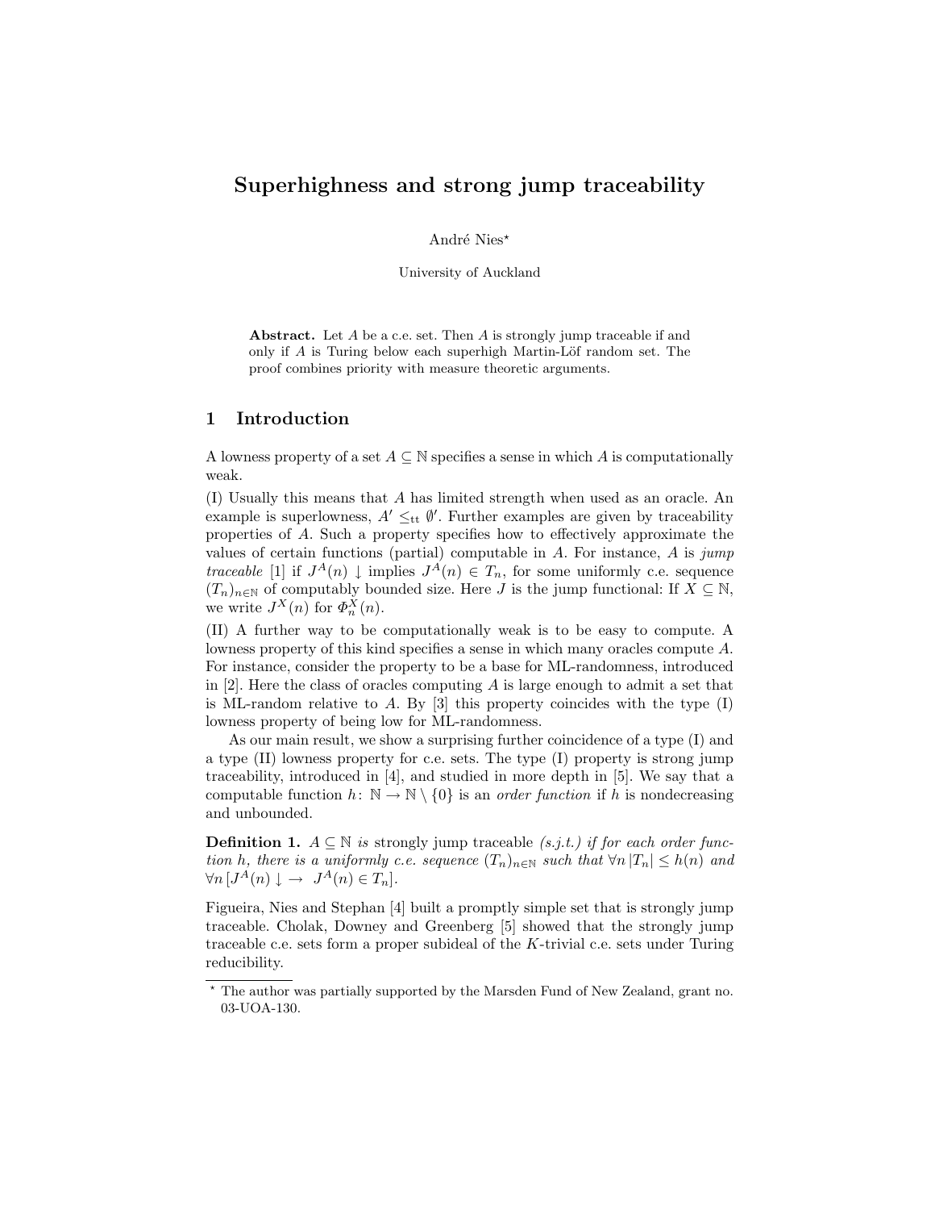# Superhighness and strong jump traceability

André Nies*

University of Auckland

**Abstract.** Let $A$ be a c.e. set. Then $A$ is strongly jump traceable if and only if $A$ is Turing below each superhigh Martin-Löf random set. The proof combines priority with measure theoretic arguments.

## 1 Introduction

A lowness property of a set $A \subseteq \mathbb{N}$ specifies a sense in which $A$ is computationally weak.

(I) Usually this means that $A$ has limited strength when used as an oracle. An example is superlowness, $A' \leq_{\mathrm{tt}} \emptyset'$. Further examples are given by traceability properties of $A$. Such a property specifies how to effectively approximate the values of certain functions (partial) computable in $A$. For instance, $A$ is *jump traceable* [1] if $J^A(n) \downarrow$ implies $J^A(n) \in T_n$, for some uniformly c.e. sequence $(T_n)_{n \in \mathbb{N}}$ of computably bounded size. Here $J$ is the jump functional: If $X \subseteq \mathbb{N}$, we write $J^X(n)$ for $\Phi_n^X(n)$.

(II) A further way to be computationally weak is to be easy to compute. A lowness property of this kind specifies a sense in which many oracles compute $A$. For instance, consider the property to be a base for ML-randomness, introduced in [2]. Here the class of oracles computing $A$ is large enough to admit a set that is ML-random relative to $A$. By [3] this property coincides with the type (I) lowness property of being low for ML-randomness.

As our main result, we show a surprising further coincidence of a type (I) and a type (II) lowness property for c.e. sets. The type (I) property is strong jump traceability, introduced in [4], and studied in more depth in [5]. We say that a computable function $h\colon \mathbb{N} \to \mathbb{N} \setminus \{0\}$ is an *order function* if $h$ is nondecreasing and unbounded.

**Definition 1.** *$A \subseteq \mathbb{N}$ is* strongly jump traceable *(s.j.t.) if for each order function $h$, there is a uniformly c.e. sequence $(T_n)_{n \in \mathbb{N}}$ such that $\forall n \, |T_n| \leq h(n)$ and $\forall n \, [J^A(n) \downarrow \, \rightarrow \, J^A(n) \in T_n]$.*

Figueira, Nies and Stephan [4] built a promptly simple set that is strongly jump traceable. Cholak, Downey and Greenberg [5] showed that the strongly jump traceable c.e. sets form a proper subideal of the $K$-trivial c.e. sets under Turing reducibility.

---

* The author was partially supported by the Marsden Fund of New Zealand, grant no. 03-UOA-130.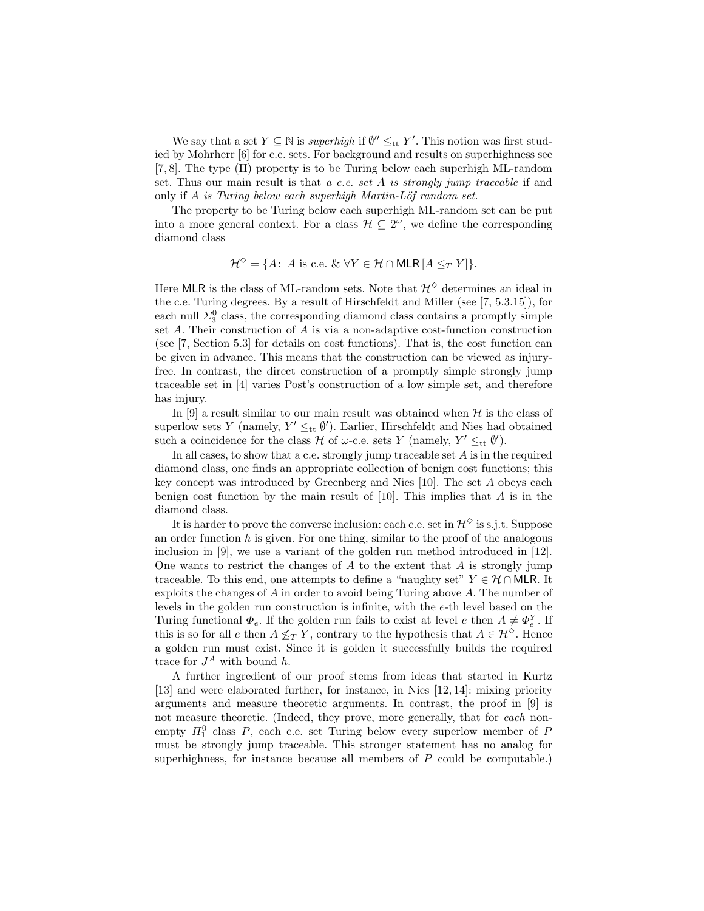We say that a set $Y \subseteq \mathbb{N}$ is *superhigh* if $\emptyset'' \leq_{\mathrm{tt}} Y'$. This notion was first studied by Mohrherr [6] for c.e. sets. For background and results on superhighness see [7, 8]. The type (II) property is to be Turing below each superhigh ML-random set. Thus our main result is that *a c.e. set A is strongly jump traceable* if and only if *A is Turing below each superhigh Martin-Löf random set*.

The property to be Turing below each superhigh ML-random set can be put into a more general context. For a class $\mathcal{H} \subseteq 2^\omega$, we define the corresponding diamond class

$$\mathcal{H}^\diamond = \{A\colon\ A \text{ is c.e. } \&\ \forall Y \in \mathcal{H} \cap \mathsf{MLR}\,[A \leq_T Y]\}.$$

Here $\mathsf{MLR}$ is the class of ML-random sets. Note that $\mathcal{H}^\diamond$ determines an ideal in the c.e. Turing degrees. By a result of Hirschfeldt and Miller (see [7, 5.3.15]), for each null $\Sigma^0_3$ class, the corresponding diamond class contains a promptly simple set $A$. Their construction of $A$ is via a non-adaptive cost-function construction (see [7, Section 5.3] for details on cost functions). That is, the cost function can be given in advance. This means that the construction can be viewed as injury-free. In contrast, the direct construction of a promptly simple strongly jump traceable set in [4] varies Post's construction of a low simple set, and therefore has injury.

In [9] a result similar to our main result was obtained when $\mathcal{H}$ is the class of superlow sets $Y$ (namely, $Y' \leq_{\mathrm{tt}} \emptyset'$). Earlier, Hirschfeldt and Nies had obtained such a coincidence for the class $\mathcal{H}$ of $\omega$-c.e. sets $Y$ (namely, $Y' \leq_{\mathrm{tt}} \emptyset'$).

In all cases, to show that a c.e. strongly jump traceable set $A$ is in the required diamond class, one finds an appropriate collection of benign cost functions; this key concept was introduced by Greenberg and Nies [10]. The set $A$ obeys each benign cost function by the main result of [10]. This implies that $A$ is in the diamond class.

It is harder to prove the converse inclusion: each c.e. set in $\mathcal{H}^\diamond$ is s.j.t. Suppose an order function $h$ is given. For one thing, similar to the proof of the analogous inclusion in [9], we use a variant of the golden run method introduced in [12]. One wants to restrict the changes of $A$ to the extent that $A$ is strongly jump traceable. To this end, one attempts to define a "naughty set" $Y \in \mathcal{H} \cap \mathsf{MLR}$. It exploits the changes of $A$ in order to avoid being Turing above $A$. The number of levels in the golden run construction is infinite, with the $e$-th level based on the Turing functional $\Phi_e$. If the golden run fails to exist at level $e$ then $A \neq \Phi_e^Y$. If this is so for all $e$ then $A \not\leq_T Y$, contrary to the hypothesis that $A \in \mathcal{H}^\diamond$. Hence a golden run must exist. Since it is golden it successfully builds the required trace for $J^A$ with bound $h$.

A further ingredient of our proof stems from ideas that started in Kurtz [13] and were elaborated further, for instance, in Nies [12, 14]: mixing priority arguments and measure theoretic arguments. In contrast, the proof in [9] is not measure theoretic. (Indeed, they prove, more generally, that for *each* non-empty $\Pi^0_1$ class $P$, each c.e. set Turing below every superlow member of $P$ must be strongly jump traceable. This stronger statement has no analog for superhighness, for instance because all members of $P$ could be computable.)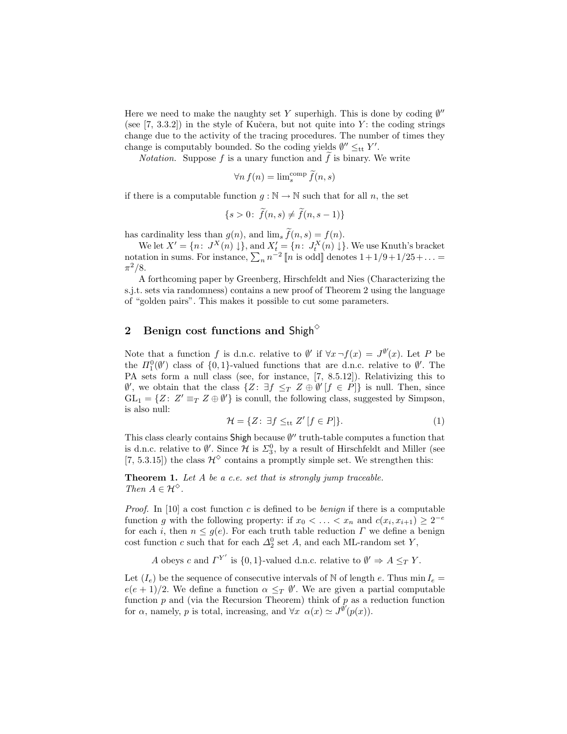Here we need to make the naughty set $Y$ superhigh. This is done by coding $\emptyset''$ (see [7, 3.3.2]) in the style of Kučera, but not quite into $Y$: the coding strings change due to the activity of the tracing procedures. The number of times they change is computably bounded. So the coding yields $\emptyset'' \leq_{\rm tt} Y'$.

*Notation.* Suppose $f$ is a unary function and $\widetilde{f}$ is binary. We write

$$\forall n \, f(n) = \lim_s^{\rm comp} \widetilde{f}(n,s)$$

if there is a computable function $g : \mathbb{N} \to \mathbb{N}$ such that for all $n$, the set

$$\{s > 0 \colon \ \widetilde{f}(n,s) \neq \widetilde{f}(n,s-1)\}$$

has cardinality less than $g(n)$, and $\lim_s \widetilde{f}(n,s) = f(n)$.

We let $X' = \{n \colon \ J^X(n) \downarrow\}$, and $X'_t = \{n \colon \ J^X_t(n) \downarrow\}$. We use Knuth's bracket notation in sums. For instance, $\sum_n n^{-2} \, [\![n \text{ is odd}]\!]$ denotes $1 + 1/9 + 1/25 + \ldots = \pi^2/8$.

A forthcoming paper by Greenberg, Hirschfeldt and Nies (Characterizing the s.j.t. sets via randomness) contains a new proof of Theorem 2 using the language of "golden pairs". This makes it possible to cut some parameters.

## 2 Benign cost functions and $\mathsf{Shigh}^\diamond$

Note that a function $f$ is d.n.c. relative to $\emptyset'$ if $\forall x \, \neg f(x) = J^{\emptyset'}(x)$. Let $P$ be the $\Pi^0_1(\emptyset')$ class of $\{0,1\}$-valued functions that are d.n.c. relative to $\emptyset'$. The PA sets form a null class (see, for instance, [7, 8.5.12]). Relativizing this to $\emptyset'$, we obtain that the class $\{Z \colon \ \exists f \leq_T Z \oplus \emptyset' \, [f \in P]\}$ is null. Then, since $\mathrm{GL}_1 = \{Z \colon \ Z' \equiv_T Z \oplus \emptyset'\}$ is conull, the following class, suggested by Simpson, is also null:

$$\mathcal{H} = \{Z \colon \ \exists f \leq_{\rm tt} Z' \, [f \in P]\}. \tag{1}$$

This class clearly contains $\mathsf{Shigh}$ because $\emptyset''$ truth-table computes a function that is d.n.c. relative to $\emptyset'$. Since $\mathcal{H}$ is $\Sigma^0_3$, by a result of Hirschfeldt and Miller (see [7, 5.3.15]) the class $\mathcal{H}^\diamond$ contains a promptly simple set. We strengthen this:

**Theorem 1.** *Let $A$ be a c.e. set that is strongly jump traceable. Then $A \in \mathcal{H}^\diamond$.*

*Proof.* In [10] a cost function $c$ is defined to be *benign* if there is a computable function $g$ with the following property: if $x_0 < \ldots < x_n$ and $c(x_i, x_{i+1}) \geq 2^{-e}$ for each $i$, then $n \leq g(e)$. For each truth table reduction $\Gamma$ we define a benign cost function $c$ such that for each $\Delta^0_2$ set $A$, and each ML-random set $Y$,

$$A \text{ obeys } c \text{ and } \Gamma^{Y'} \text{ is } \{0,1\}\text{-valued d.n.c. relative to } \emptyset' \Rightarrow A \leq_T Y.$$

Let $(I_e)$ be the sequence of consecutive intervals of $\mathbb{N}$ of length $e$. Thus $\min I_e = e(e+1)/2$. We define a function $\alpha \leq_T \emptyset'$. We are given a partial computable function $p$ and (via the Recursion Theorem) think of $p$ as a reduction function for $\alpha$, namely, $p$ is total, increasing, and $\forall x \ \ \alpha(x) \simeq J^{\emptyset'}(p(x))$.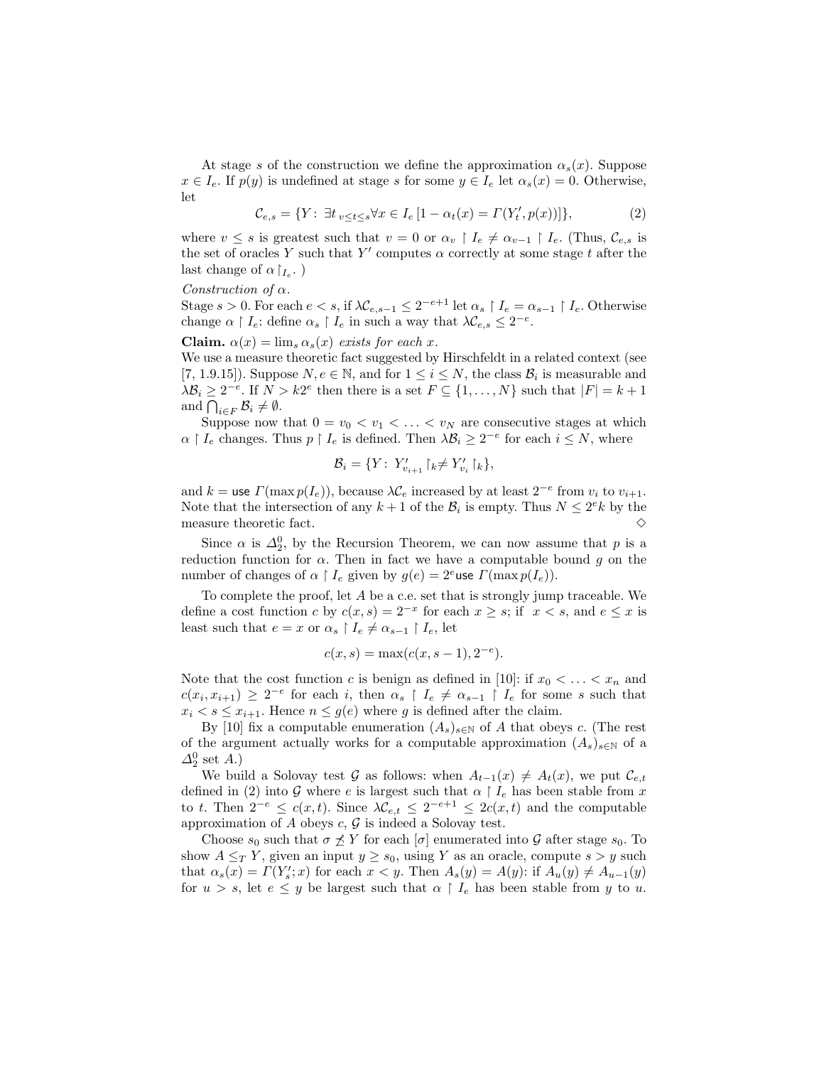At stage $s$ of the construction we define the approximation $\alpha_s(x)$. Suppose $x \in I_e$. If $p(y)$ is undefined at stage $s$ for some $y \in I_e$ let $\alpha_s(x) = 0$. Otherwise, let

$$\mathcal{C}_{e,s} = \{Y\colon \exists t_{\, v \le t \le s} \forall x \in I_e \, [1 - \alpha_t(x) = \Gamma(Y'_t, p(x))]\}, \tag{2}$$

where $v \le s$ is greatest such that $v = 0$ or $\alpha_v \restriction I_e \neq \alpha_{v-1} \restriction I_e$. (Thus, $\mathcal{C}_{e,s}$ is the set of oracles $Y$ such that $Y'$ computes $\alpha$ correctly at some stage $t$ after the last change of $\alpha\restriction_{I_e}$. )

*Construction of* $\alpha$.

Stage $s > 0$. For each $e < s$, if $\lambda \mathcal{C}_{e,s-1} \le 2^{-e+1}$ let $\alpha_s \restriction I_e = \alpha_{s-1} \restriction I_e$. Otherwise change $\alpha \restriction I_e$: define $\alpha_s \restriction I_e$ in such a way that $\lambda \mathcal{C}_{e,s} \le 2^{-e}$.

**Claim.** *$\alpha(x) = \lim_s \alpha_s(x)$ exists for each $x$.*

We use a measure theoretic fact suggested by Hirschfeldt in a related context (see [7, 1.9.15]). Suppose $N, e \in \mathbb{N}$, and for $1 \le i \le N$, the class $\mathcal{B}_i$ is measurable and $\lambda \mathcal{B}_i \ge 2^{-e}$. If $N > k2^e$ then there is a set $F \subseteq \{1, \ldots, N\}$ such that $|F| = k+1$ and $\bigcap_{i \in F} \mathcal{B}_i \neq \emptyset$.

Suppose now that $0 = v_0 < v_1 < \ldots < v_N$ are consecutive stages at which $\alpha \restriction I_e$ changes. Thus $p \restriction I_e$ is defined. Then $\lambda \mathcal{B}_i \ge 2^{-e}$ for each $i \le N$, where

$$\mathcal{B}_i = \{Y\colon Y'_{v_{i+1}} \restriction_k \neq Y'_{v_i} \restriction_k\},$$

and $k = \mathsf{use}\, \Gamma(\max p(I_e))$, because $\lambda \mathcal{C}_e$ increased by at least $2^{-e}$ from $v_i$ to $v_{i+1}$. Note that the intersection of any $k+1$ of the $\mathcal{B}_i$ is empty. Thus $N \le 2^e k$ by the measure theoretic fact. $\diamond$

Since $\alpha$ is $\Delta^0_2$, by the Recursion Theorem, we can now assume that $p$ is a reduction function for $\alpha$. Then in fact we have a computable bound $g$ on the number of changes of $\alpha \restriction I_e$ given by $g(e) = 2^e \mathsf{use}\, \Gamma(\max p(I_e))$.

To complete the proof, let $A$ be a c.e. set that is strongly jump traceable. We define a cost function $c$ by $c(x,s) = 2^{-x}$ for each $x \ge s$; if $x < s$, and $e \le x$ is least such that $e = x$ or $\alpha_s \restriction I_e \neq \alpha_{s-1} \restriction I_e$, let

$$c(x,s) = \max(c(x,s-1), 2^{-e}).$$

Note that the cost function $c$ is benign as defined in [10]: if $x_0 < \ldots < x_n$ and $c(x_i, x_{i+1}) \ge 2^{-e}$ for each $i$, then $\alpha_s \restriction I_e \neq \alpha_{s-1} \restriction I_e$ for some $s$ such that $x_i < s \le x_{i+1}$. Hence $n \le g(e)$ where $g$ is defined after the claim.

By [10] fix a computable enumeration $(A_s)_{s \in \mathbb{N}}$ of $A$ that obeys $c$. (The rest of the argument actually works for a computable approximation $(A_s)_{s \in \mathbb{N}}$ of a $\Delta^0_2$ set $A$.)

We build a Solovay test $\mathcal{G}$ as follows: when $A_{t-1}(x) \neq A_t(x)$, we put $\mathcal{C}_{e,t}$ defined in (2) into $\mathcal{G}$ where $e$ is largest such that $\alpha \restriction I_e$ has been stable from $x$ to $t$. Then $2^{-e} \le c(x,t)$. Since $\lambda \mathcal{C}_{e,t} \le 2^{-e+1} \le 2c(x,t)$ and the computable approximation of $A$ obeys $c$, $\mathcal{G}$ is indeed a Solovay test.

Choose $s_0$ such that $\sigma \not\preceq Y$ for each $[\sigma]$ enumerated into $\mathcal{G}$ after stage $s_0$. To show $A \le_T Y$, given an input $y \ge s_0$, using $Y$ as an oracle, compute $s > y$ such that $\alpha_s(x) = \Gamma(Y'_s; x)$ for each $x < y$. Then $A_s(y) = A(y)$: if $A_u(y) \neq A_{u-1}(y)$ for $u > s$, let $e \le y$ be largest such that $\alpha \restriction I_e$ has been stable from $y$ to $u$.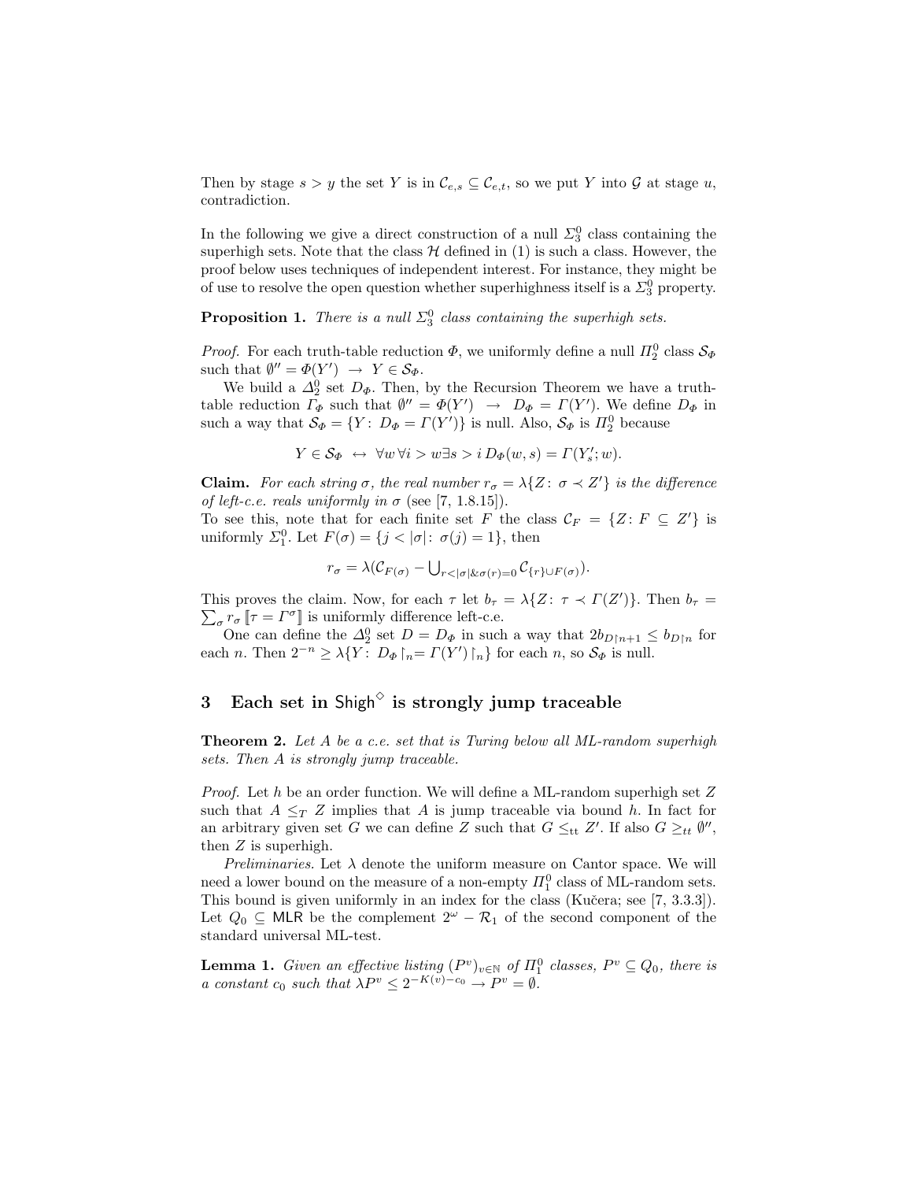Then by stage $s > y$ the set $Y$ is in $\mathcal{C}_{e,s} \subseteq \mathcal{C}_{e,t}$, so we put $Y$ into $\mathcal{G}$ at stage $u$, contradiction.

In the following we give a direct construction of a null $\Sigma^0_3$ class containing the superhigh sets. Note that the class $\mathcal{H}$ defined in (1) is such a class. However, the proof below uses techniques of independent interest. For instance, they might be of use to resolve the open question whether superhighness itself is a $\Sigma^0_3$ property.

**Proposition 1.** *There is a null $\Sigma^0_3$ class containing the superhigh sets.*

*Proof.* For each truth-table reduction $\Phi$, we uniformly define a null $\Pi^0_2$ class $\mathcal{S}_\Phi$ such that $\emptyset'' = \Phi(Y') \rightarrow Y \in \mathcal{S}_\Phi$.

We build a $\Delta^0_2$ set $D_\Phi$. Then, by the Recursion Theorem we have a truth-table reduction $\Gamma_\Phi$ such that $\emptyset'' = \Phi(Y') \rightarrow D_\Phi = \Gamma(Y')$. We define $D_\Phi$ in such a way that $\mathcal{S}_\Phi = \{Y\colon D_\Phi = \Gamma(Y')\}$ is null. Also, $\mathcal{S}_\Phi$ is $\Pi^0_2$ because

$$Y \in \mathcal{S}_\Phi \leftrightarrow \forall w \, \forall i > w \exists s > i \, D_\Phi(w,s) = \Gamma(Y'_s; w).$$

**Claim.** *For each string $\sigma$, the real number $r_\sigma = \lambda\{Z\colon \sigma \prec Z'\}$ is the difference of left-c.e. reals uniformly in $\sigma$ (see [7, 1.8.15]).*

To see this, note that for each finite set $F$ the class $\mathcal{C}_F = \{Z\colon F \subseteq Z'\}$ is uniformly $\Sigma^0_1$. Let $F(\sigma) = \{j < |\sigma|\colon \sigma(j) = 1\}$, then

$$r_\sigma = \lambda(\mathcal{C}_{F(\sigma)} - \textstyle\bigcup_{r<|\sigma| \& \sigma(r)=0} \mathcal{C}_{\{r\}\cup F(\sigma)}).$$

This proves the claim. Now, for each $\tau$ let $b_\tau = \lambda\{Z\colon \tau \prec \Gamma(Z')\}$. Then $b_\tau = \sum_\sigma r_\sigma [\![\tau = \Gamma^\sigma]\!]$ is uniformly difference left-c.e.

One can define the $\Delta^0_2$ set $D = D_\Phi$ in such a way that $2b_{D\restriction n+1} \leq b_{D\restriction n}$ for each $n$. Then $2^{-n} \geq \lambda\{Y\colon D_\Phi\restriction_n = \Gamma(Y')\restriction_n\}$ for each $n$, so $\mathcal{S}_\Phi$ is null.

## 3 Each set in $\mathsf{Shigh}^\diamond$ is strongly jump traceable

**Theorem 2.** *Let $A$ be a c.e. set that is Turing below all ML-random superhigh sets. Then $A$ is strongly jump traceable.*

*Proof.* Let $h$ be an order function. We will define a ML-random superhigh set $Z$ such that $A \leq_T Z$ implies that $A$ is jump traceable via bound $h$. In fact for an arbitrary given set $G$ we can define $Z$ such that $G \leq_{\mathrm{tt}} Z'$. If also $G \geq_{tt} \emptyset''$, then $Z$ is superhigh.

*Preliminaries.* Let $\lambda$ denote the uniform measure on Cantor space. We will need a lower bound on the measure of a non-empty $\Pi^0_1$ class of ML-random sets. This bound is given uniformly in an index for the class (Kučera; see [7, 3.3.3]). Let $Q_0 \subseteq \mathsf{MLR}$ be the complement $2^\omega - \mathcal{R}_1$ of the second component of the standard universal ML-test.

**Lemma 1.** *Given an effective listing $(P^v)_{v\in\mathbb{N}}$ of $\Pi^0_1$ classes, $P^v \subseteq Q_0$, there is a constant $c_0$ such that $\lambda P^v \leq 2^{-K(v)-c_0} \rightarrow P^v = \emptyset$.*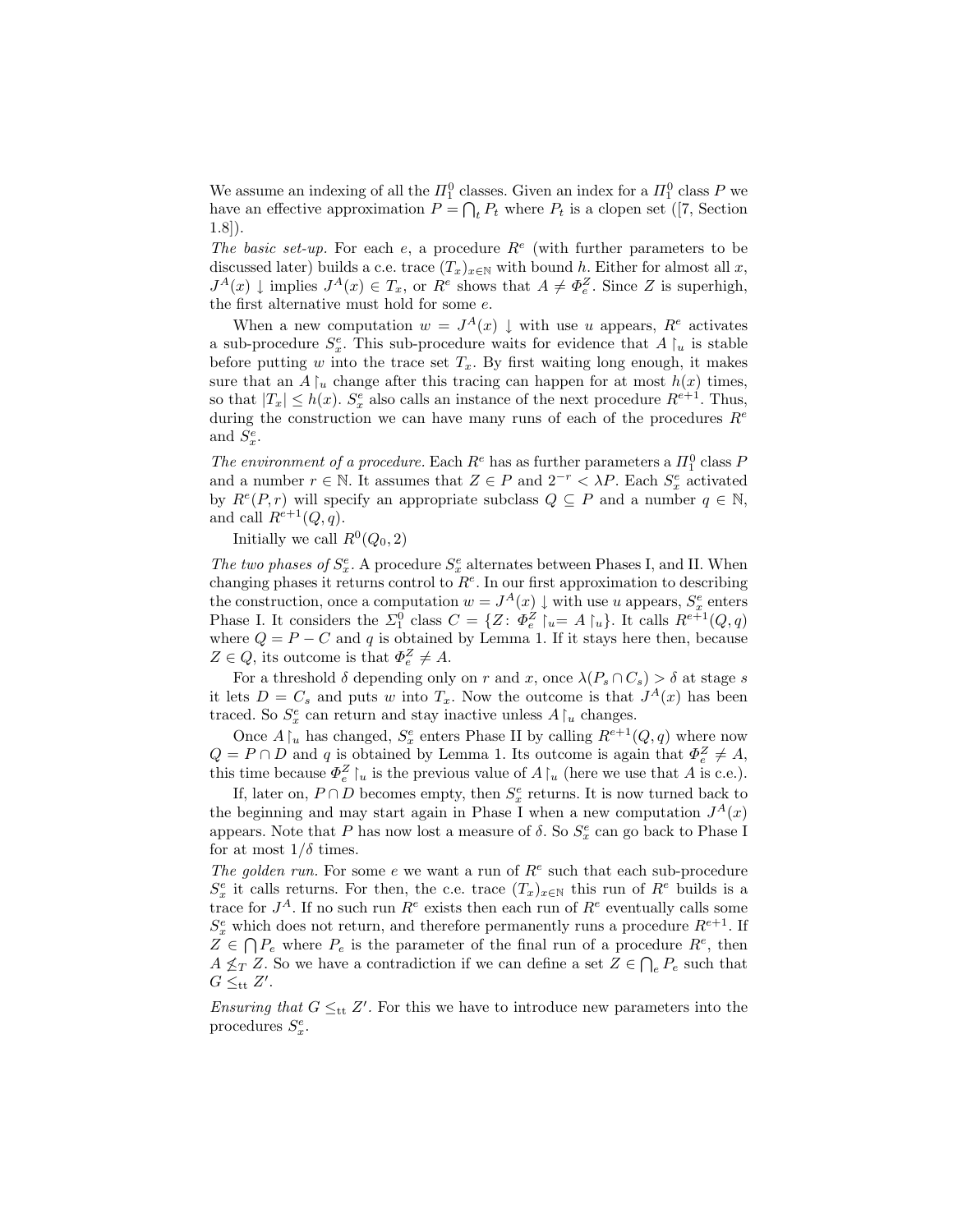We assume an indexing of all the $\Pi^0_1$ classes. Given an index for a $\Pi^0_1$ class $P$ we have an effective approximation $P = \bigcap_t P_t$ where $P_t$ is a clopen set ([7, Section 1.8]).

*The basic set-up.* For each $e$, a procedure $R^e$ (with further parameters to be discussed later) builds a c.e. trace $(T_x)_{x\in\mathbb{N}}$ with bound $h$. Either for almost all $x$, $J^A(x)\downarrow$ implies $J^A(x) \in T_x$, or $R^e$ shows that $A \neq \Phi^Z_e$. Since $Z$ is superhigh, the first alternative must hold for some $e$.

When a new computation $w = J^A(x)\downarrow$ with use $u$ appears, $R^e$ activates a sub-procedure $S^e_x$. This sub-procedure waits for evidence that $A\restriction_u$ is stable before putting $w$ into the trace set $T_x$. By first waiting long enough, it makes sure that an $A\restriction_u$ change after this tracing can happen for at most $h(x)$ times, so that $|T_x| \leq h(x)$. $S^e_x$ also calls an instance of the next procedure $R^{e+1}$. Thus, during the construction we can have many runs of each of the procedures $R^e$ and $S^e_x$.

*The environment of a procedure.* Each $R^e$ has as further parameters a $\Pi^0_1$ class $P$ and a number $r \in \mathbb{N}$. It assumes that $Z \in P$ and $2^{-r} < \lambda P$. Each $S^e_x$ activated by $R^e(P, r)$ will specify an appropriate subclass $Q \subseteq P$ and a number $q \in \mathbb{N}$, and call $R^{e+1}(Q, q)$.

Initially we call $R^0(Q_0, 2)$

*The two phases of $S^e_x$.* A procedure $S^e_x$ alternates between Phases I, and II. When changing phases it returns control to $R^e$. In our first approximation to describing the construction, once a computation $w = J^A(x)\downarrow$ with use $u$ appears, $S^e_x$ enters Phase I. It considers the $\Sigma^0_1$ class $C = \{Z\colon \Phi^Z_e\restriction_u = A\restriction_u\}$. It calls $R^{e+1}(Q, q)$ where $Q = P - C$ and $q$ is obtained by Lemma 1. If it stays here then, because $Z \in Q$, its outcome is that $\Phi^Z_e \neq A$.

For a threshold $\delta$ depending only on $r$ and $x$, once $\lambda(P_s \cap C_s) > \delta$ at stage $s$ it lets $D = C_s$ and puts $w$ into $T_x$. Now the outcome is that $J^A(x)$ has been traced. So $S^e_x$ can return and stay inactive unless $A\restriction_u$ changes.

Once $A\restriction_u$ has changed, $S^e_x$ enters Phase II by calling $R^{e+1}(Q, q)$ where now $Q = P \cap D$ and $q$ is obtained by Lemma 1. Its outcome is again that $\Phi^Z_e \neq A$, this time because $\Phi^Z_e\restriction_u$ is the previous value of $A\restriction_u$ (here we use that $A$ is c.e.).

If, later on, $P \cap D$ becomes empty, then $S^e_x$ returns. It is now turned back to the beginning and may start again in Phase I when a new computation $J^A(x)$ appears. Note that $P$ has now lost a measure of $\delta$. So $S^e_x$ can go back to Phase I for at most $1/\delta$ times.

*The golden run.* For some $e$ we want a run of $R^e$ such that each sub-procedure $S^e_x$ it calls returns. For then, the c.e. trace $(T_x)_{x\in\mathbb{N}}$ this run of $R^e$ builds is a trace for $J^A$. If no such run $R^e$ exists then each run of $R^e$ eventually calls some $S^e_x$ which does not return, and therefore permanently runs a procedure $R^{e+1}$. If $Z \in \bigcap P_e$ where $P_e$ is the parameter of the final run of a procedure $R^e$, then $A \not\leq_T Z$. So we have a contradiction if we can define a set $Z \in \bigcap_e P_e$ such that $G \leq_{\mathrm{tt}} Z'$.

*Ensuring that $G \leq_{\mathrm{tt}} Z'$.* For this we have to introduce new parameters into the procedures $S^e_x$.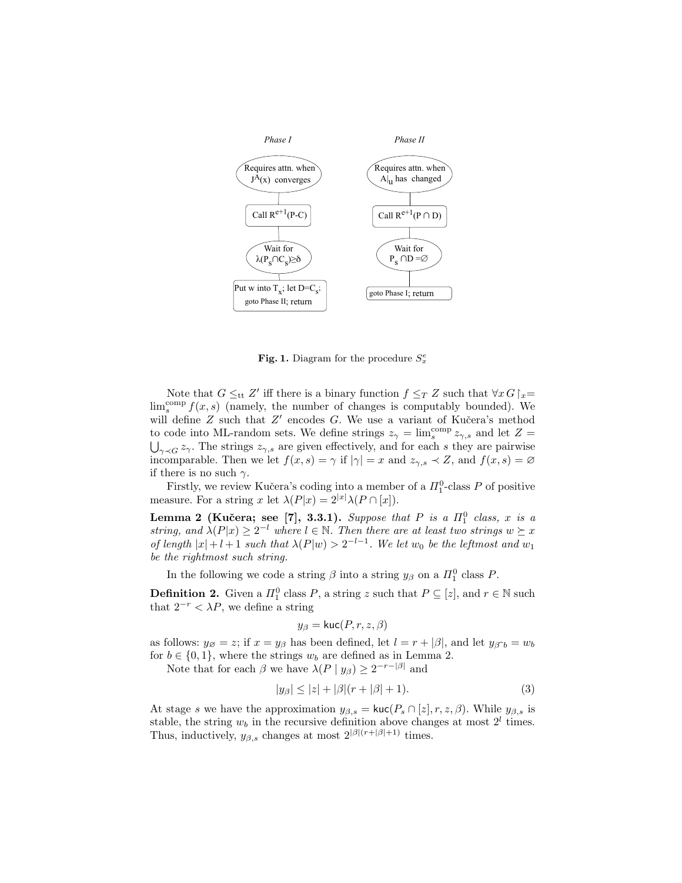*Phase I*

- Requires attn. when $J^A(x)$ converges
- Call $R^{e+1}(P-C)$
- Wait for $\lambda(P_s \cap C_s) \geq \delta$
- Put $w$ into $T_x$; let $D=C_s$; goto Phase II; return

*Phase II*

- Requires attn. when $A|_u$ has changed
- Call $R^{e+1}(P \cap D)$
- Wait for $P_s \cap D = \varnothing$
- goto Phase I; return

**Fig. 1.** Diagram for the procedure $S^e_x$

Note that $G \leq_{\mathrm{tt}} Z'$ iff there is a binary function $f \leq_T Z$ such that $\forall x\, G \upharpoonright_x = \lim^{\mathrm{comp}}_s f(x,s)$ (namely, the number of changes is computably bounded). We will define $Z$ such that $Z'$ encodes $G$. We use a variant of Kučera's method to code into ML-random sets. We define strings $z_\gamma = \lim^{\mathrm{comp}}_s z_{\gamma,s}$ and let $Z = \bigcup_{\gamma \prec G} z_\gamma$. The strings $z_{\gamma,s}$ are given effectively, and for each $s$ they are pairwise incomparable. Then we let $f(x,s) = \gamma$ if $|\gamma| = x$ and $z_{\gamma,s} \prec Z$, and $f(x,s) = \varnothing$ if there is no such $\gamma$.

Firstly, we review Kučera's coding into a member of a $\Pi^0_1$-class $P$ of positive measure. For a string $x$ let $\lambda(P|x) = 2^{|x|}\lambda(P \cap [x])$.

**Lemma 2 (Kučera; see [7], 3.3.1).** *Suppose that $P$ is a $\Pi^0_1$ class, $x$ is a string, and $\lambda(P|x) \geq 2^{-l}$ where $l \in \mathbb{N}$. Then there are at least two strings $w \succeq x$ of length $|x|+l+1$ such that $\lambda(P|w) > 2^{-l-1}$. We let $w_0$ be the leftmost and $w_1$ be the rightmost such string.*

In the following we code a string $\beta$ into a string $y_\beta$ on a $\Pi^0_1$ class $P$.

**Definition 2.** Given a $\Pi^0_1$ class $P$, a string $z$ such that $P \subseteq [z]$, and $r \in \mathbb{N}$ such that $2^{-r} < \lambda P$, we define a string

$$y_\beta = \mathsf{kuc}(P, r, z, \beta)$$

as follows: $y_\varnothing = z$; if $x = y_\beta$ has been defined, let $l = r + |\beta|$, and let $y_{\beta\frown b} = w_b$ for $b \in \{0,1\}$, where the strings $w_b$ are defined as in Lemma 2.

Note that for each $\beta$ we have $\lambda(P \mid y_\beta) \geq 2^{-r-|\beta|}$ and

$$|y_\beta| \leq |z| + |\beta|(r + |\beta| + 1). \tag{3}$$

At stage $s$ we have the approximation $y_{\beta,s} = \mathsf{kuc}(P_s \cap [z], r, z, \beta)$. While $y_{\beta,s}$ is stable, the string $w_b$ in the recursive definition above changes at most $2^l$ times. Thus, inductively, $y_{\beta,s}$ changes at most $2^{|\beta|(r+|\beta|+1)}$ times.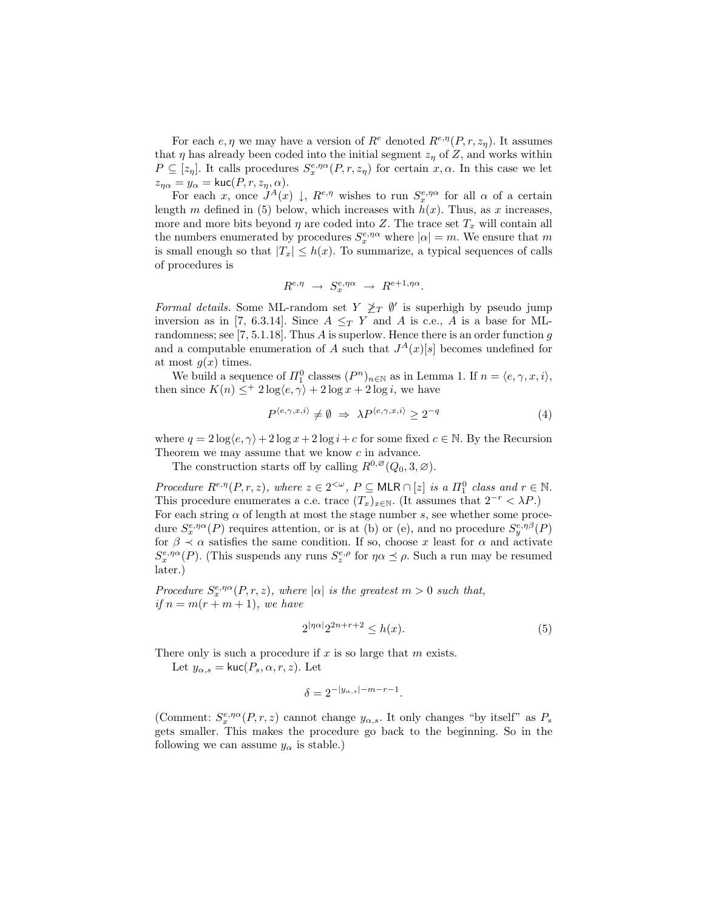For each $e, \eta$ we may have a version of $R^e$ denoted $R^{e,\eta}(P, r, z_\eta)$. It assumes that $\eta$ has already been coded into the initial segment $z_\eta$ of $Z$, and works within $P \subseteq [z_\eta]$. It calls procedures $S_x^{e,\eta\alpha}(P, r, z_\eta)$ for certain $x, \alpha$. In this case we let $z_{\eta\alpha} = y_\alpha = \mathsf{kuc}(P, r, z_\eta, \alpha)$.

For each $x$, once $J^A(x) \downarrow$, $R^{e,\eta}$ wishes to run $S_x^{e,\eta\alpha}$ for all $\alpha$ of a certain length $m$ defined in (5) below, which increases with $h(x)$. Thus, as $x$ increases, more and more bits beyond $\eta$ are coded into $Z$. The trace set $T_x$ will contain all the numbers enumerated by procedures $S_x^{e,\eta\alpha}$ where $|\alpha| = m$. We ensure that $m$ is small enough so that $|T_x| \leq h(x)$. To summarize, a typical sequences of calls of procedures is

$$R^{e,\eta} \;\rightarrow\; S_x^{e,\eta\alpha} \;\rightarrow\; R^{e+1,\eta\alpha}.$$

*Formal details.* Some ML-random set $Y \not\geq_T \emptyset'$ is superhigh by pseudo jump inversion as in [7, 6.3.14]. Since $A \leq_T Y$ and $A$ is c.e., $A$ is a base for ML-randomness; see [7, 5.1.18]. Thus $A$ is superlow. Hence there is an order function $g$ and a computable enumeration of $A$ such that $J^A(x)[s]$ becomes undefined for at most $g(x)$ times.

We build a sequence of $\Pi^0_1$ classes $(P^n)_{n\in\mathbb{N}}$ as in Lemma 1. If $n = \langle e, \gamma, x, i\rangle$, then since $K(n) \leq^+ 2\log\langle e, \gamma\rangle + 2\log x + 2\log i$, we have

$$P^{\langle e,\gamma,x,i\rangle} \neq \emptyset \;\Rightarrow\; \lambda P^{\langle e,\gamma,x,i\rangle} \geq 2^{-q} \tag{4}$$

where $q = 2\log\langle e, \gamma\rangle + 2\log x + 2\log i + c$ for some fixed $c \in \mathbb{N}$. By the Recursion Theorem we may assume that we know $c$ in advance.

The construction starts off by calling $R^{0,\varnothing}(Q_0, 3, \varnothing)$.

*Procedure $R^{e,\eta}(P, r, z)$, where $z \in 2^{<\omega}$, $P \subseteq \mathsf{MLR} \cap [z]$ is a $\Pi^0_1$ class and $r \in \mathbb{N}$.* This procedure enumerates a c.e. trace $(T_x)_{x\in\mathbb{N}}$. (It assumes that $2^{-r} < \lambda P$.) For each string $\alpha$ of length at most the stage number $s$, see whether some procedure $S_x^{e,\eta\alpha}(P)$ requires attention, or is at (b) or (e), and no procedure $S_y^{e,\eta\beta}(P)$ for $\beta \prec \alpha$ satisfies the same condition. If so, choose $x$ least for $\alpha$ and activate $S_x^{e,\eta\alpha}(P)$. (This suspends any runs $S_z^{e,\rho}$ for $\eta\alpha \preceq \rho$. Such a run may be resumed later.)

*Procedure $S_x^{e,\eta\alpha}(P, r, z)$, where $|\alpha|$ is the greatest $m > 0$ such that, if $n = m(r + m + 1)$, we have*

$$2^{|\eta\alpha|}2^{2n+r+2} \leq h(x). \tag{5}$$

There only is such a procedure if $x$ is so large that $m$ exists.

Let $y_{\alpha,s} = \mathsf{kuc}(P_s, \alpha, r, z)$. Let

$$\delta = 2^{-|y_{\alpha,s}|-m-r-1}.$$

(Comment: $S_x^{e,\eta\alpha}(P, r, z)$ cannot change $y_{\alpha,s}$. It only changes "by itself" as $P_s$ gets smaller. This makes the procedure go back to the beginning. So in the following we can assume $y_\alpha$ is stable.)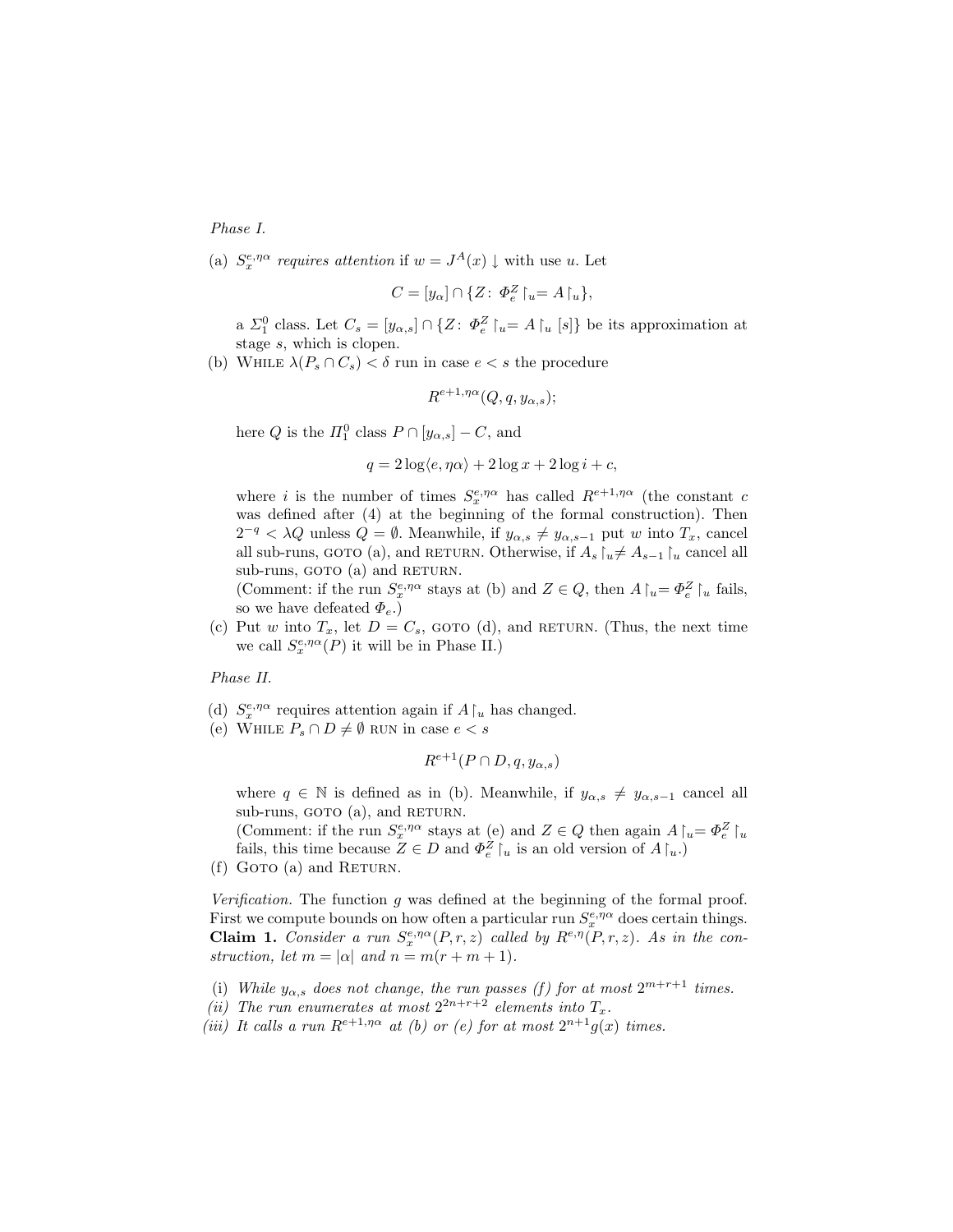*Phase I.*

(a) $S_x^{e,\eta\alpha}$ *requires attention* if $w = J^A(x) \downarrow$ with use $u$. Let

$$C = [y_\alpha] \cap \{Z \colon \Phi_e^Z \upharpoonright_u = A \upharpoonright_u\},$$

a $\Sigma_1^0$ class. Let $C_s = [y_{\alpha,s}] \cap \{Z \colon \Phi_e^Z \upharpoonright_u = A \upharpoonright_u [s]\}$ be its approximation at stage $s$, which is clopen.

(b) WHILE $\lambda(P_s \cap C_s) < \delta$ run in case $e < s$ the procedure

$$R^{e+1,\eta\alpha}(Q, q, y_{\alpha,s});$$

here $Q$ is the $\Pi_1^0$ class $P \cap [y_{\alpha,s}] - C$, and

$$q = 2\log\langle e, \eta\alpha\rangle + 2\log x + 2\log i + c,$$

where $i$ is the number of times $S_x^{e,\eta\alpha}$ has called $R^{e+1,\eta\alpha}$ (the constant $c$ was defined after (4) at the beginning of the formal construction). Then $2^{-q} < \lambda Q$ unless $Q = \emptyset$. Meanwhile, if $y_{\alpha,s} \neq y_{\alpha,s-1}$ put $w$ into $T_x$, cancel all sub-runs, GOTO (a), and RETURN. Otherwise, if $A_s \upharpoonright_u \neq A_{s-1} \upharpoonright_u$ cancel all sub-runs, GOTO (a) and RETURN.

(Comment: if the run $S_x^{e,\eta\alpha}$ stays at (b) and $Z \in Q$, then $A \upharpoonright_u = \Phi_e^Z \upharpoonright_u$ fails, so we have defeated $\Phi_e$.)

(c) Put $w$ into $T_x$, let $D = C_s$, GOTO (d), and RETURN. (Thus, the next time we call $S_x^{e,\eta\alpha}(P)$ it will be in Phase II.)

*Phase II.*

(d) $S_x^{e,\eta\alpha}$ requires attention again if $A \upharpoonright_u$ has changed.

(e) WHILE $P_s \cap D \neq \emptyset$ RUN in case $e < s$

$$R^{e+1}(P \cap D, q, y_{\alpha,s})$$

where $q \in \mathbb{N}$ is defined as in (b). Meanwhile, if $y_{\alpha,s} \neq y_{\alpha,s-1}$ cancel all sub-runs, GOTO (a), and RETURN.

(Comment: if the run $S_x^{e,\eta\alpha}$ stays at (e) and $Z \in Q$ then again $A \upharpoonright_u = \Phi_e^Z \upharpoonright_u$ fails, this time because $Z \in D$ and $\Phi_e^Z \upharpoonright_u$ is an old version of $A \upharpoonright_u$.)

(f) GOTO (a) and RETURN.

*Verification.* The function $g$ was defined at the beginning of the formal proof. First we compute bounds on how often a particular run $S_x^{e,\eta\alpha}$ does certain things.

**Claim 1.** *Consider a run $S_x^{e,\eta\alpha}(P, r, z)$ called by $R^{e,\eta}(P, r, z)$. As in the construction, let $m = |\alpha|$ and $n = m(r + m + 1)$.*

*(i) While $y_{\alpha,s}$ does not change, the run passes (f) for at most $2^{m+r+1}$ times.*

*(ii) The run enumerates at most $2^{2n+r+2}$ elements into $T_x$.*

*(iii) It calls a run $R^{e+1,\eta\alpha}$ at (b) or (e) for at most $2^{n+1}g(x)$ times.*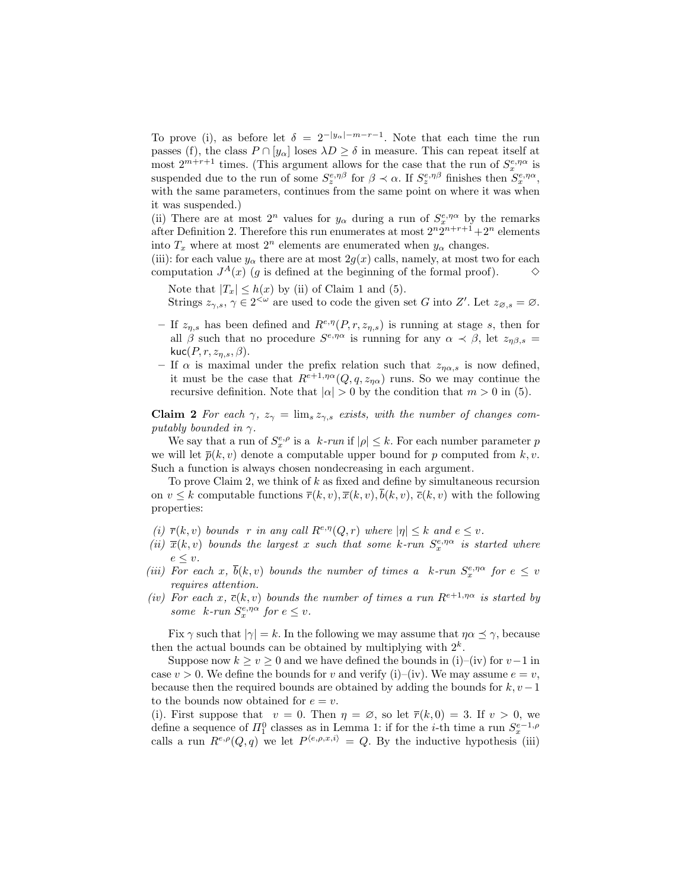To prove (i), as before let $\delta = 2^{-|y_\alpha|-m-r-1}$. Note that each time the run passes (f), the class $P \cap [y_\alpha]$ loses $\lambda D \geq \delta$ in measure. This can repeat itself at most $2^{m+r+1}$ times. (This argument allows for the case that the run of $S_x^{e,\eta\alpha}$ is suspended due to the run of some $S_z^{e,\eta\beta}$ for $\beta \prec \alpha$. If $S_z^{e,\eta\beta}$ finishes then $S_x^{e,\eta\alpha}$, with the same parameters, continues from the same point on where it was when it was suspended.)

(ii) There are at most $2^n$ values for $y_\alpha$ during a run of $S_x^{e,\eta\alpha}$ by the remarks after Definition 2. Therefore this run enumerates at most $2^n 2^{n+r+1} + 2^n$ elements into $T_x$ where at most $2^n$ elements are enumerated when $y_\alpha$ changes.

(iii): for each value $y_\alpha$ there are at most $2g(x)$ calls, namely, at most two for each computation $J^A(x)$ ($g$ is defined at the beginning of the formal proof). $\diamond$

Note that $|T_x| \leq h(x)$ by (ii) of Claim 1 and (5).

Strings $z_{\gamma,s}$, $\gamma \in 2^{<\omega}$ are used to code the given set $G$ into $Z'$. Let $z_{\varnothing,s} = \varnothing$.

- If $z_{\eta,s}$ has been defined and $R^{e,\eta}(P, r, z_{\eta,s})$ is running at stage $s$, then for all $\beta$ such that no procedure $S^{e,\eta\alpha}$ is running for any $\alpha \prec \beta$, let $z_{\eta\beta,s} = \mathsf{kuc}(P, r, z_{\eta,s}, \beta)$.
- If $\alpha$ is maximal under the prefix relation such that $z_{\eta\alpha,s}$ is now defined, it must be the case that $R^{e+1,\eta\alpha}(Q, q, z_{\eta\alpha})$ runs. So we may continue the recursive definition. Note that $|\alpha| > 0$ by the condition that $m > 0$ in (5).

**Claim 2** *For each $\gamma$, $z_\gamma = \lim_s z_{\gamma,s}$ exists, with the number of changes computably bounded in $\gamma$.*

We say that a run of $S_x^{e,\rho}$ is a *$k$-run* if $|\rho| \leq k$. For each number parameter $p$ we will let $\overline{p}(k, v)$ denote a computable upper bound for $p$ computed from $k, v$. Such a function is always chosen nondecreasing in each argument.

To prove Claim 2, we think of $k$ as fixed and define by simultaneous recursion on $v \leq k$ computable functions $\overline{r}(k, v), \overline{x}(k, v), \overline{b}(k, v), \overline{c}(k, v)$ with the following properties:

*(i) $\overline{r}(k, v)$ bounds $r$ in any call $R^{e,\eta}(Q, r)$ where $|\eta| \leq k$ and $e \leq v$.*

*(ii) $\overline{x}(k, v)$ bounds the largest $x$ such that some $k$-run $S_x^{e,\eta\alpha}$ is started where $e \leq v$.*

*(iii) For each $x$, $\overline{b}(k, v)$ bounds the number of times a $k$-run $S_x^{e,\eta\alpha}$ for $e \leq v$ requires attention.*

*(iv) For each $x$, $\overline{c}(k, v)$ bounds the number of times a run $R^{e+1,\eta\alpha}$ is started by some $k$-run $S_x^{e,\eta\alpha}$ for $e \leq v$.*

Fix $\gamma$ such that $|\gamma| = k$. In the following we may assume that $\eta\alpha \preceq \gamma$, because then the actual bounds can be obtained by multiplying with $2^k$.

Suppose now $k \geq v \geq 0$ and we have defined the bounds in (i)–(iv) for $v-1$ in case $v > 0$. We define the bounds for $v$ and verify (i)–(iv). We may assume $e = v$, because then the required bounds are obtained by adding the bounds for $k, v-1$ to the bounds now obtained for $e = v$.

(i). First suppose that $v = 0$. Then $\eta = \varnothing$, so let $\overline{r}(k, 0) = 3$. If $v > 0$, we define a sequence of $\Pi^0_1$ classes as in Lemma 1: if for the $i$-th time a run $S_x^{e-1,\rho}$ calls a run $R^{e,\rho}(Q, q)$ we let $P^{\langle e,\rho,x,i\rangle} = Q$. By the inductive hypothesis (iii)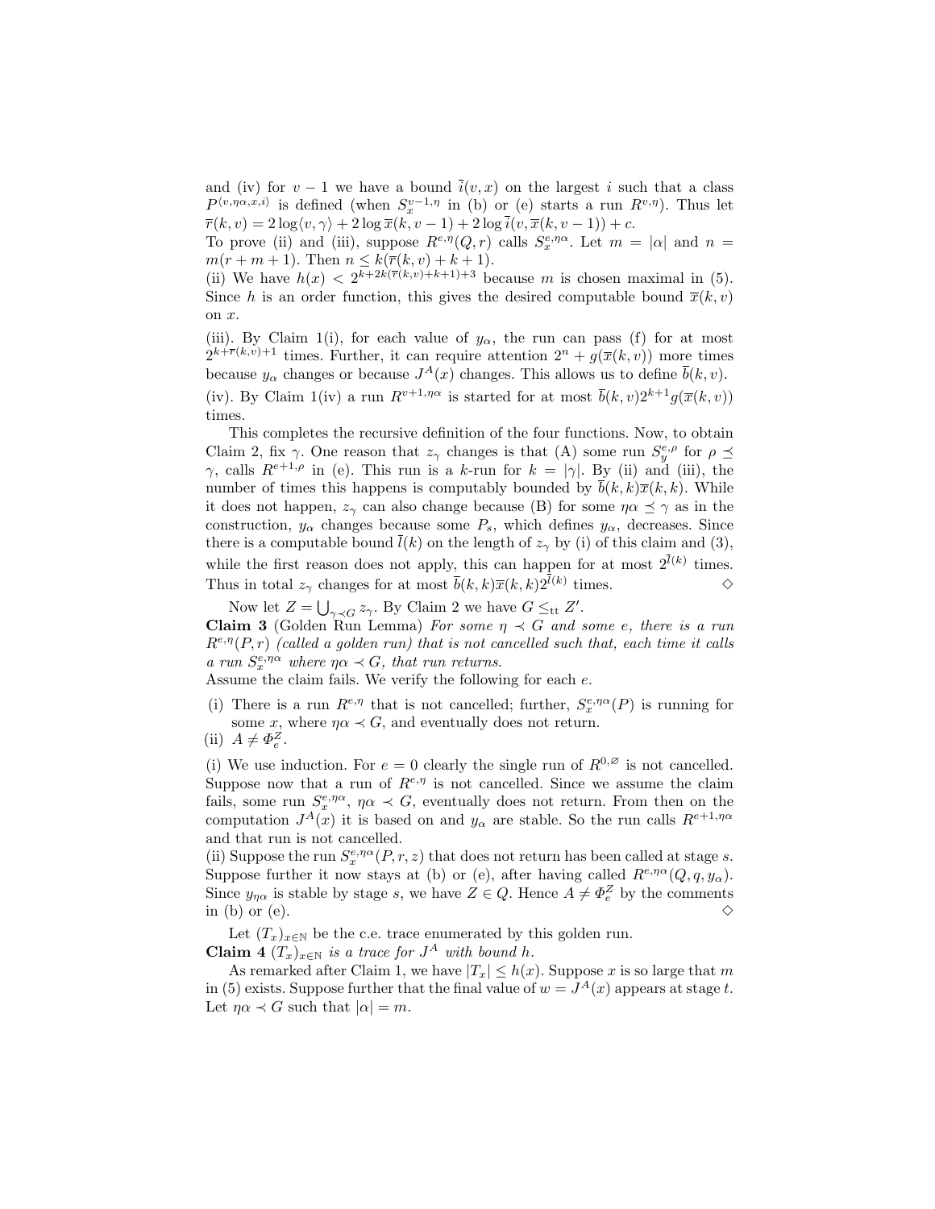and (iv) for $v-1$ we have a bound $\overline{i}(v,x)$ on the largest $i$ such that a class $P^{\langle v,\eta\alpha,x,i\rangle}$ is defined (when $S_x^{v-1,\eta}$ in (b) or (e) starts a run $R^{v,\eta}$). Thus let $\overline{r}(k,v) = 2\log\langle v,\gamma\rangle + 2\log\overline{x}(k,v-1) + 2\log\overline{i}(v,\overline{x}(k,v-1)) + c$.

To prove (ii) and (iii), suppose $R^{e,\eta}(Q,r)$ calls $S_x^{e,\eta\alpha}$. Let $m = |\alpha|$ and $n = m(r+m+1)$. Then $n \le k(\overline{r}(k,v)+k+1)$.

(ii) We have $h(x) < 2^{k+2k(\overline{r}(k,v)+k+1)+3}$ because $m$ is chosen maximal in (5). Since $h$ is an order function, this gives the desired computable bound $\overline{x}(k,v)$ on $x$.

(iii). By Claim 1(i), for each value of $y_\alpha$, the run can pass (f) for at most $2^{k+\overline{r}(k,v)+1}$ times. Further, it can require attention $2^n + g(\overline{x}(k,v))$ more times because $y_\alpha$ changes or because $J^A(x)$ changes. This allows us to define $\overline{b}(k,v)$.

(iv). By Claim 1(iv) a run $R^{v+1,\eta\alpha}$ is started for at most $\overline{b}(k,v)2^{k+1}g(\overline{x}(k,v))$ times.

This completes the recursive definition of the four functions. Now, to obtain Claim 2, fix $\gamma$. One reason that $z_\gamma$ changes is that (A) some run $S_y^{e,\rho}$ for $\rho \preceq \gamma$, calls $R^{e+1,\rho}$ in (e). This run is a $k$-run for $k = |\gamma|$. By (ii) and (iii), the number of times this happens is computably bounded by $\overline{b}(k,k)\overline{x}(k,k)$. While it does not happen, $z_\gamma$ can also change because (B) for some $\eta\alpha \preceq \gamma$ as in the construction, $y_\alpha$ changes because some $P_s$, which defines $y_\alpha$, decreases. Since there is a computable bound $\overline{l}(k)$ on the length of $z_\gamma$ by (i) of this claim and (3), while the first reason does not apply, this can happen for at most $2^{\overline{l}(k)}$ times. Thus in total $z_\gamma$ changes for at most $\overline{b}(k,k)\overline{x}(k,k)2^{\overline{l}(k)}$ times. ◇

Now let $Z = \bigcup_{\gamma \prec G} z_\gamma$. By Claim 2 we have $G \le_{\mathrm{tt}} Z'$.

**Claim 3** (Golden Run Lemma) *For some $\eta \prec G$ and some $e$, there is a run $R^{e,\eta}(P,r)$ (called a golden run) that is not cancelled such that, each time it calls a run $S_x^{e,\eta\alpha}$ where $\eta\alpha \prec G$, that run returns.*

Assume the claim fails. We verify the following for each $e$.

(i) There is a run $R^{e,\eta}$ that is not cancelled; further, $S_x^{e,\eta\alpha}(P)$ is running for some $x$, where $\eta\alpha \prec G$, and eventually does not return.

(ii) $A \neq \Phi_e^Z$.

(i) We use induction. For $e=0$ clearly the single run of $R^{0,\varnothing}$ is not cancelled. Suppose now that a run of $R^{e,\eta}$ is not cancelled. Since we assume the claim fails, some run $S_x^{e,\eta\alpha}$, $\eta\alpha \prec G$, eventually does not return. From then on the computation $J^A(x)$ it is based on and $y_\alpha$ are stable. So the run calls $R^{e+1,\eta\alpha}$ and that run is not cancelled.

(ii) Suppose the run $S_x^{e,\eta\alpha}(P,r,z)$ that does not return has been called at stage $s$. Suppose further it now stays at (b) or (e), after having called $R^{e,\eta\alpha}(Q,q,y_\alpha)$. Since $y_{\eta\alpha}$ is stable by stage $s$, we have $Z \in Q$. Hence $A \neq \Phi_e^Z$ by the comments in (b) or (e). ◇

Let $(T_x)_{x\in\mathbb{N}}$ be the c.e. trace enumerated by this golden run.

**Claim 4** *$(T_x)_{x\in\mathbb{N}}$ is a trace for $J^A$ with bound $h$.*

As remarked after Claim 1, we have $|T_x| \le h(x)$. Suppose $x$ is so large that $m$ in (5) exists. Suppose further that the final value of $w = J^A(x)$ appears at stage $t$. Let $\eta\alpha \prec G$ such that $|\alpha| = m$.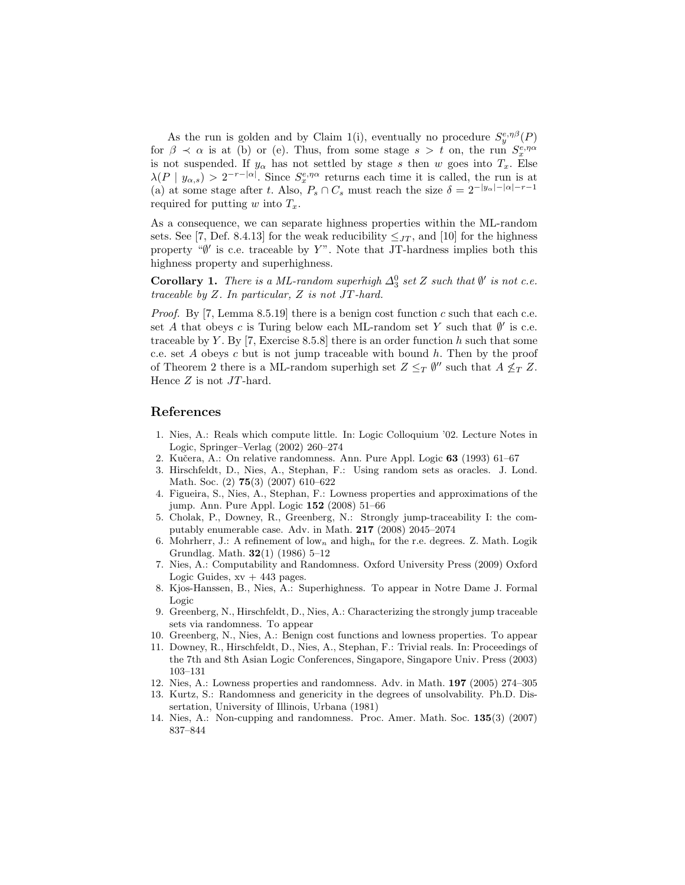As the run is golden and by Claim 1(i), eventually no procedure $S_y^{e,\eta\beta}(P)$ for $\beta \prec \alpha$ is at (b) or (e). Thus, from some stage $s > t$ on, the run $S_x^{e,\eta\alpha}$ is not suspended. If $y_\alpha$ has not settled by stage $s$ then $w$ goes into $T_x$. Else $\lambda(P \mid y_{\alpha,s}) > 2^{-r-|\alpha|}$. Since $S_x^{e,\eta\alpha}$ returns each time it is called, the run is at (a) at some stage after $t$. Also, $P_s \cap C_s$ must reach the size $\delta = 2^{-|y_\alpha|-|\alpha|-r-1}$ required for putting $w$ into $T_x$.

As a consequence, we can separate highness properties within the ML-random sets. See [7, Def. 8.4.13] for the weak reducibility $\leq_{JT}$, and [10] for the highness property "$\emptyset'$ is c.e. traceable by $Y$". Note that JT-hardness implies both this highness property and superhighness.

**Corollary 1.** *There is a ML-random superhigh $\Delta^0_3$ set $Z$ such that $\emptyset'$ is not c.e. traceable by $Z$. In particular, $Z$ is not $JT$-hard.*

*Proof.* By [7, Lemma 8.5.19] there is a benign cost function $c$ such that each c.e. set $A$ that obeys $c$ is Turing below each ML-random set $Y$ such that $\emptyset'$ is c.e. traceable by $Y$. By [7, Exercise 8.5.8] there is an order function $h$ such that some c.e. set $A$ obeys $c$ but is not jump traceable with bound $h$. Then by the proof of Theorem 2 there is a ML-random superhigh set $Z \leq_T \emptyset''$ such that $A \not\leq_T Z$. Hence $Z$ is not $JT$-hard.

## References

1. Nies, A.: Reals which compute little. In: Logic Colloquium '02. Lecture Notes in Logic, Springer–Verlag (2002) 260–274
2. Kučera, A.: On relative randomness. Ann. Pure Appl. Logic **63** (1993) 61–67
3. Hirschfeldt, D., Nies, A., Stephan, F.: Using random sets as oracles. J. Lond. Math. Soc. (2) **75**(3) (2007) 610–622
4. Figueira, S., Nies, A., Stephan, F.: Lowness properties and approximations of the jump. Ann. Pure Appl. Logic **152** (2008) 51–66
5. Cholak, P., Downey, R., Greenberg, N.: Strongly jump-traceability I: the computably enumerable case. Adv. in Math. **217** (2008) 2045–2074
6. Mohrherr, J.: A refinement of low$_n$ and high$_n$ for the r.e. degrees. Z. Math. Logik Grundlag. Math. **32**(1) (1986) 5–12
7. Nies, A.: Computability and Randomness. Oxford University Press (2009) Oxford Logic Guides, xv + 443 pages.
8. Kjos-Hanssen, B., Nies, A.: Superhighness. To appear in Notre Dame J. Formal Logic
9. Greenberg, N., Hirschfeldt, D., Nies, A.: Characterizing the strongly jump traceable sets via randomness. To appear
10. Greenberg, N., Nies, A.: Benign cost functions and lowness properties. To appear
11. Downey, R., Hirschfeldt, D., Nies, A., Stephan, F.: Trivial reals. In: Proceedings of the 7th and 8th Asian Logic Conferences, Singapore, Singapore Univ. Press (2003) 103–131
12. Nies, A.: Lowness properties and randomness. Adv. in Math. **197** (2005) 274–305
13. Kurtz, S.: Randomness and genericity in the degrees of unsolvability. Ph.D. Dissertation, University of Illinois, Urbana (1981)
14. Nies, A.: Non-cupping and randomness. Proc. Amer. Math. Soc. **135**(3) (2007) 837–844